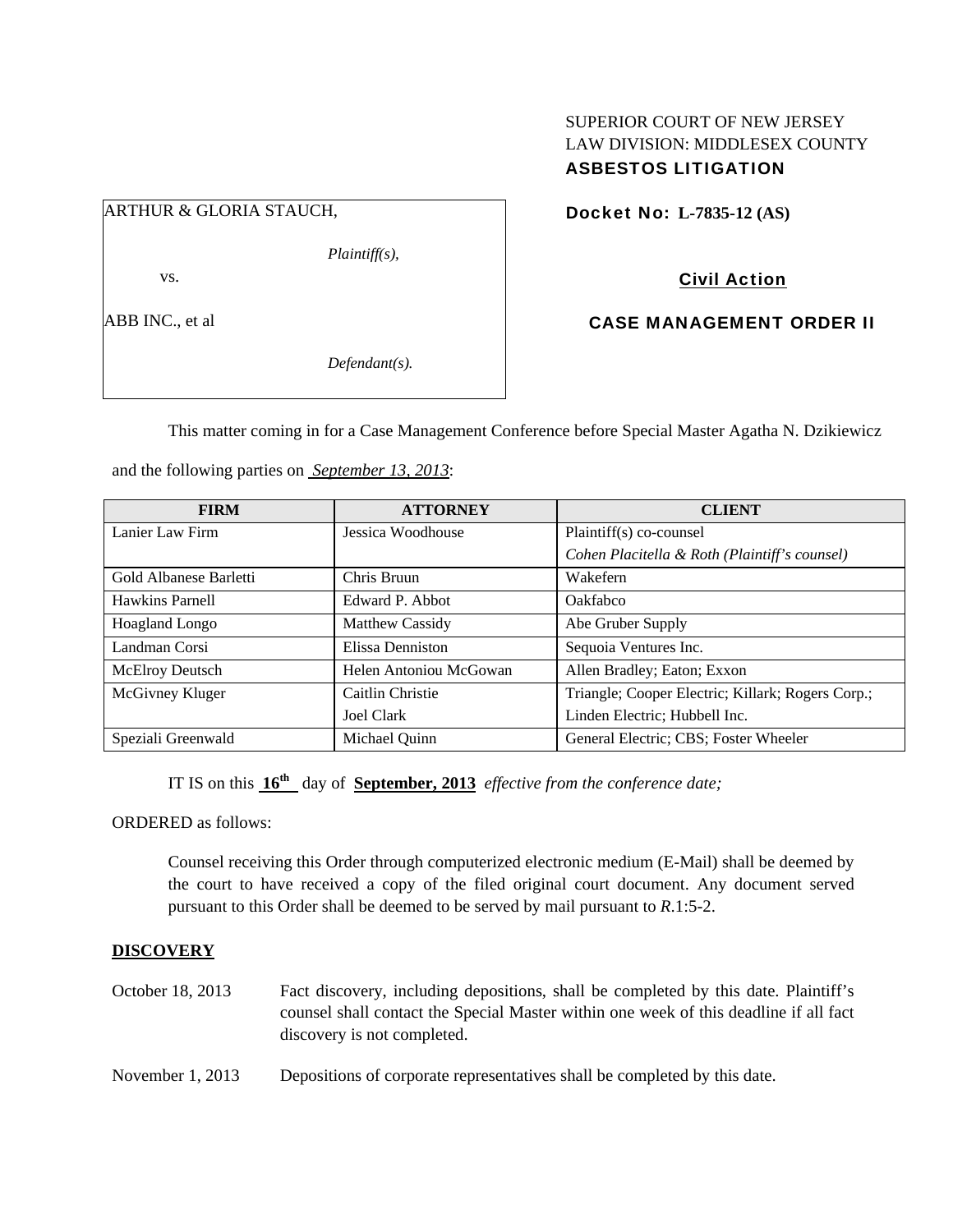SUPERIOR COURT OF NEW JERSEY
LAW DIVISION: MIDDLESEX COUNTY
**ASBESTOS LITIGATION**

ARTHUR & GLORIA STAUCH,

*Plaintiff(s),*

vs.

ABB INC., et al

*Defendant(s).*

**Docket No: L-7835-12 (AS)**

**Civil Action**

**CASE MANAGEMENT ORDER II**

This matter coming in for a Case Management Conference before Special Master Agatha N. Dzikiewicz and the following parties on *September 13, 2013*:

| FIRM | ATTORNEY | CLIENT |
|---|---|---|
| Lanier Law Firm | Jessica Woodhouse | Plaintiff(s) co-counsel<br>*Cohen Placitella & Roth (Plaintiff's counsel)* |
| Gold Albanese Barletti | Chris Bruun | Wakefern |
| Hawkins Parnell | Edward P. Abbot | Oakfabco |
| Hoagland Longo | Matthew Cassidy | Abe Gruber Supply |
| Landman Corsi | Elissa Denniston | Sequoia Ventures Inc. |
| McElroy Deutsch | Helen Antoniou McGowan | Allen Bradley; Eaton; Exxon |
| McGivney Kluger | Caitlin Christie<br>Joel Clark | Triangle; Cooper Electric; Killark; Rogers Corp.; Linden Electric; Hubbell Inc. |
| Speziali Greenwald | Michael Quinn | General Electric; CBS; Foster Wheeler |

IT IS on this **16th** day of **September, 2013** *effective from the conference date;*

ORDERED as follows:

Counsel receiving this Order through computerized electronic medium (E-Mail) shall be deemed by the court to have received a copy of the filed original court document. Any document served pursuant to this Order shall be deemed to be served by mail pursuant to *R*.1:5-2.

**DISCOVERY**

October 18, 2013 — Fact discovery, including depositions, shall be completed by this date. Plaintiff's counsel shall contact the Special Master within one week of this deadline if all fact discovery is not completed.

November 1, 2013 — Depositions of corporate representatives shall be completed by this date.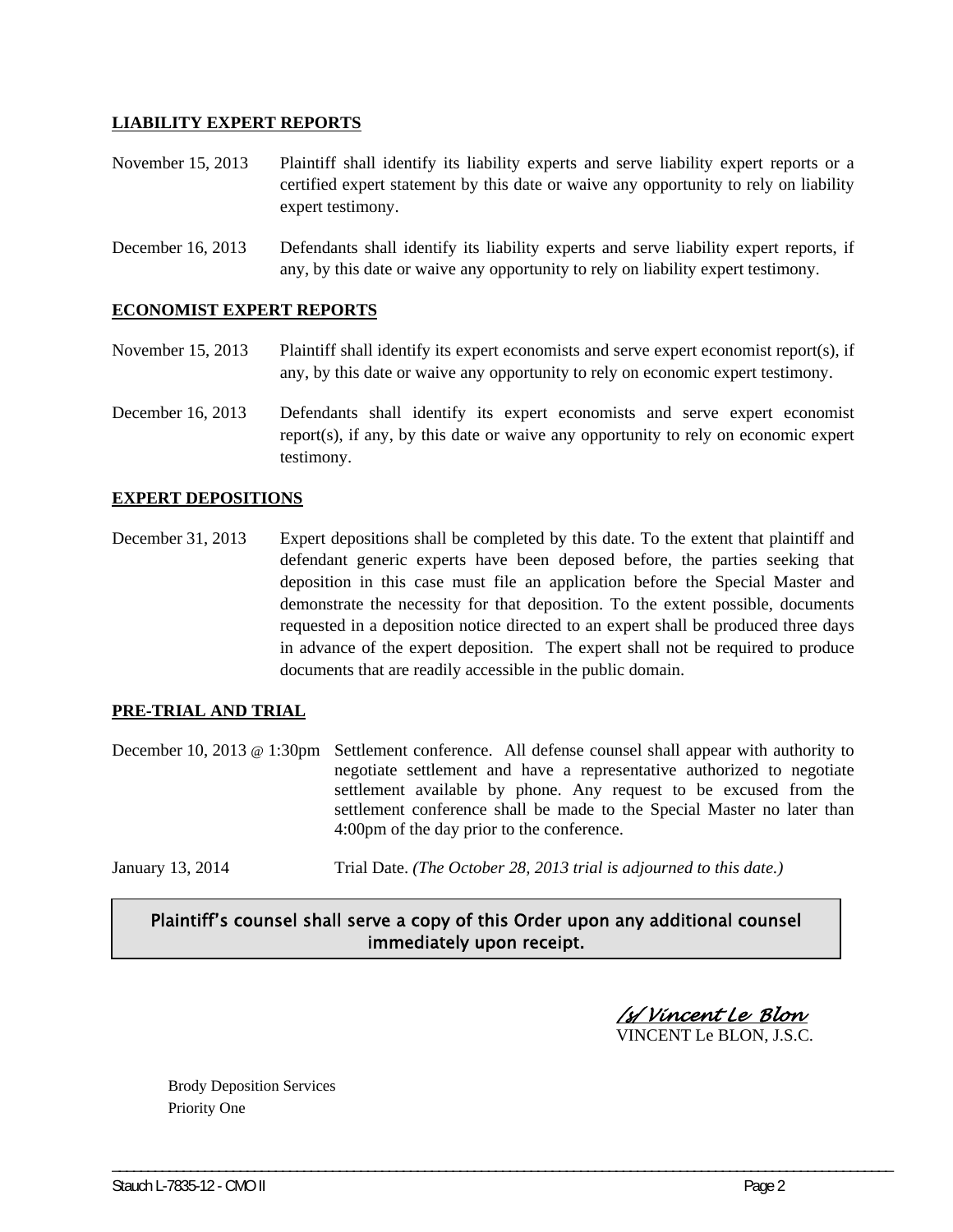**LIABILITY EXPERT REPORTS**

| | |
|---|---|
| November 15, 2013 | Plaintiff shall identify its liability experts and serve liability expert reports or a certified expert statement by this date or waive any opportunity to rely on liability expert testimony. |
| December 16, 2013 | Defendants shall identify its liability experts and serve liability expert reports, if any, by this date or waive any opportunity to rely on liability expert testimony. |

**ECONOMIST EXPERT REPORTS**

| | |
|---|---|
| November 15, 2013 | Plaintiff shall identify its expert economists and serve expert economist report(s), if any, by this date or waive any opportunity to rely on economic expert testimony. |
| December 16, 2013 | Defendants shall identify its expert economists and serve expert economist report(s), if any, by this date or waive any opportunity to rely on economic expert testimony. |

**EXPERT DEPOSITIONS**

| | |
|---|---|
| December 31, 2013 | Expert depositions shall be completed by this date. To the extent that plaintiff and defendant generic experts have been deposed before, the parties seeking that deposition in this case must file an application before the Special Master and demonstrate the necessity for that deposition. To the extent possible, documents requested in a deposition notice directed to an expert shall be produced three days in advance of the expert deposition. The expert shall not be required to produce documents that are readily accessible in the public domain. |

**PRE-TRIAL AND TRIAL**

| | |
|---|---|
| December 10, 2013 @ 1:30pm | Settlement conference. All defense counsel shall appear with authority to negotiate settlement and have a representative authorized to negotiate settlement available by phone. Any request to be excused from the settlement conference shall be made to the Special Master no later than 4:00pm of the day prior to the conference. |
| January 13, 2014 | Trial Date. *(The October 28, 2013 trial is adjourned to this date.)* |

**Plaintiff's counsel shall serve a copy of this Order upon any additional counsel immediately upon receipt.**

*/s/ Vincent Le Blon*
VINCENT Le BLON, J.S.C.

Brody Deposition Services
Priority One

Stauch L-7835-12 - CMO II